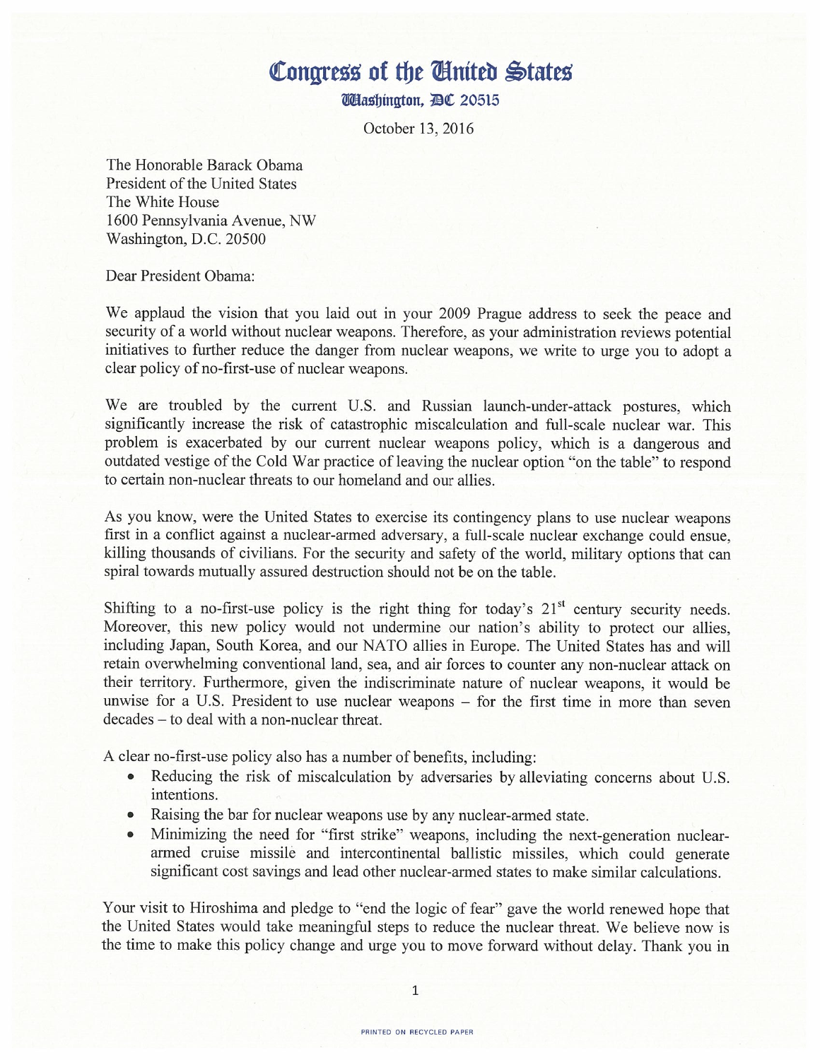# Congress of the United States

Washington, DC 20515

October 13, 2016

The Honorable Barack Obama
President of the United States
The White House
1600 Pennsylvania Avenue, NW
Washington, D.C. 20500

Dear President Obama:

We applaud the vision that you laid out in your 2009 Prague address to seek the peace and security of a world without nuclear weapons. Therefore, as your administration reviews potential initiatives to further reduce the danger from nuclear weapons, we write to urge you to adopt a clear policy of no-first-use of nuclear weapons.

We are troubled by the current U.S. and Russian launch-under-attack postures, which significantly increase the risk of catastrophic miscalculation and full-scale nuclear war. This problem is exacerbated by our current nuclear weapons policy, which is a dangerous and outdated vestige of the Cold War practice of leaving the nuclear option "on the table" to respond to certain non-nuclear threats to our homeland and our allies.

As you know, were the United States to exercise its contingency plans to use nuclear weapons first in a conflict against a nuclear-armed adversary, a full-scale nuclear exchange could ensue, killing thousands of civilians. For the security and safety of the world, military options that can spiral towards mutually assured destruction should not be on the table.

Shifting to a no-first-use policy is the right thing for today's 21st century security needs. Moreover, this new policy would not undermine our nation's ability to protect our allies, including Japan, South Korea, and our NATO allies in Europe. The United States has and will retain overwhelming conventional land, sea, and air forces to counter any non-nuclear attack on their territory. Furthermore, given the indiscriminate nature of nuclear weapons, it would be unwise for a U.S. President to use nuclear weapons – for the first time in more than seven decades – to deal with a non-nuclear threat.

A clear no-first-use policy also has a number of benefits, including:

- Reducing the risk of miscalculation by adversaries by alleviating concerns about U.S. intentions.
- Raising the bar for nuclear weapons use by any nuclear-armed state.
- Minimizing the need for "first strike" weapons, including the next-generation nuclear-armed cruise missile and intercontinental ballistic missiles, which could generate significant cost savings and lead other nuclear-armed states to make similar calculations.

Your visit to Hiroshima and pledge to "end the logic of fear" gave the world renewed hope that the United States would take meaningful steps to reduce the nuclear threat. We believe now is the time to make this policy change and urge you to move forward without delay. Thank you in

PRINTED ON RECYCLED PAPER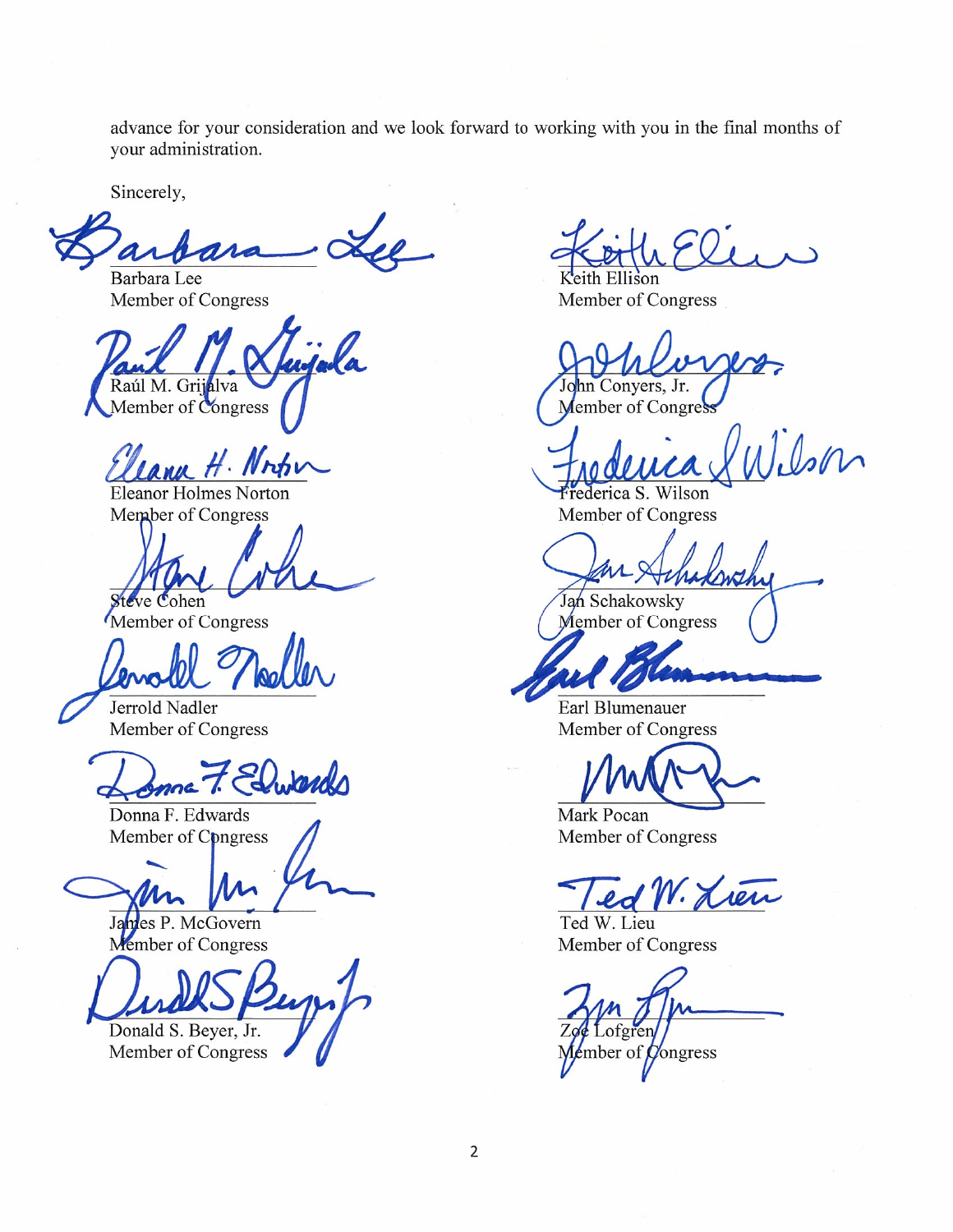advance for your consideration and we look forward to working with you in the final months of your administration.

Sincerely,

Barbara Lee
Member of Congress

Raúl M. Grijalva
Member of Congress

Eleanor Holmes Norton
Member of Congress

Steve Cohen
Member of Congress

Jerrold Nadler
Member of Congress

Donna F. Edwards
Member of Congress

James P. McGovern
Member of Congress

Donald S. Beyer, Jr.
Member of Congress

Keith Ellison
Member of Congress

John Conyers, Jr.
Member of Congress

Frederica S. Wilson
Member of Congress

Jan Schakowsky
Member of Congress

Earl Blumenauer
Member of Congress

Mark Pocan
Member of Congress

Ted W. Lieu
Member of Congress

Zoe Lofgren
Member of Congress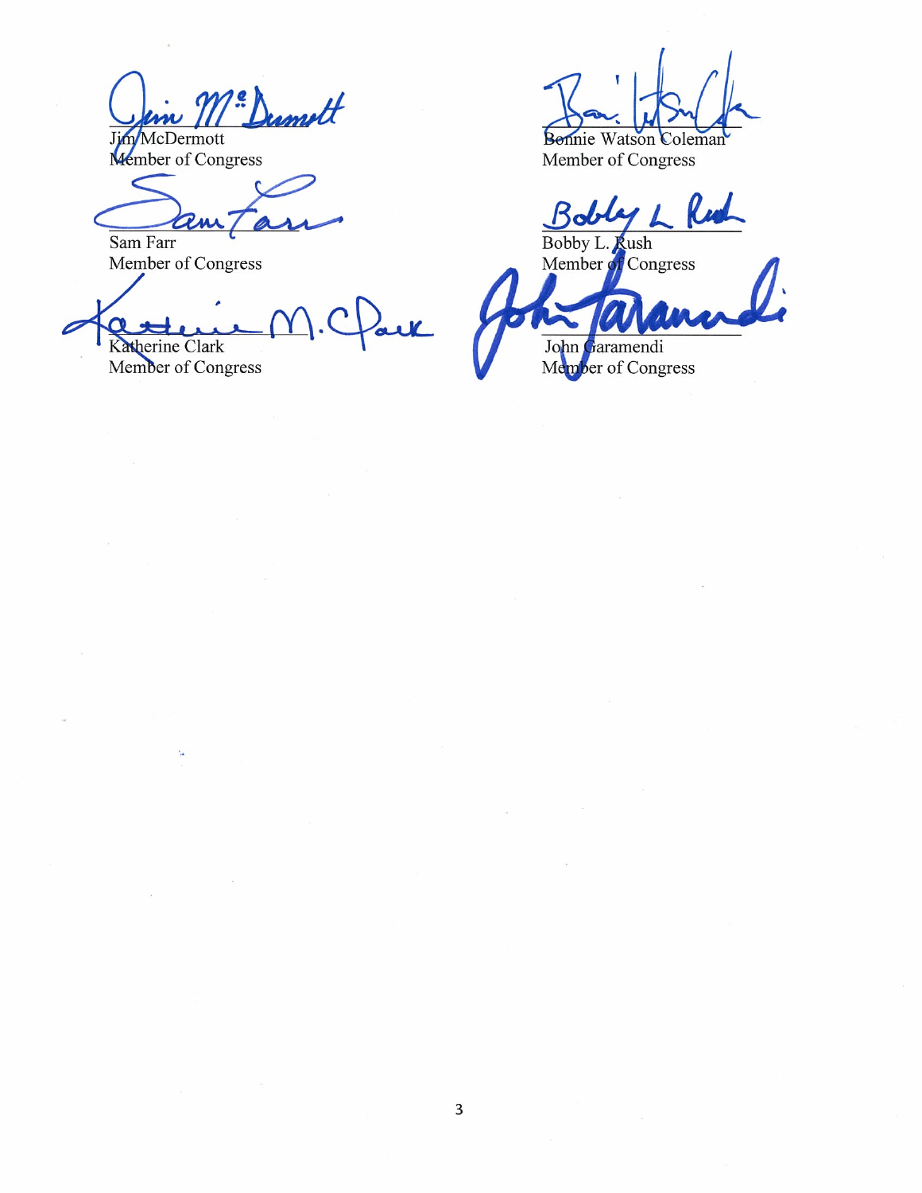Jim McDermott
Member of Congress

Bonnie Watson Coleman
Member of Congress

Sam Farr
Member of Congress

Bobby L. Rush
Member of Congress

Katherine Clark
Member of Congress

John Garamendi
Member of Congress